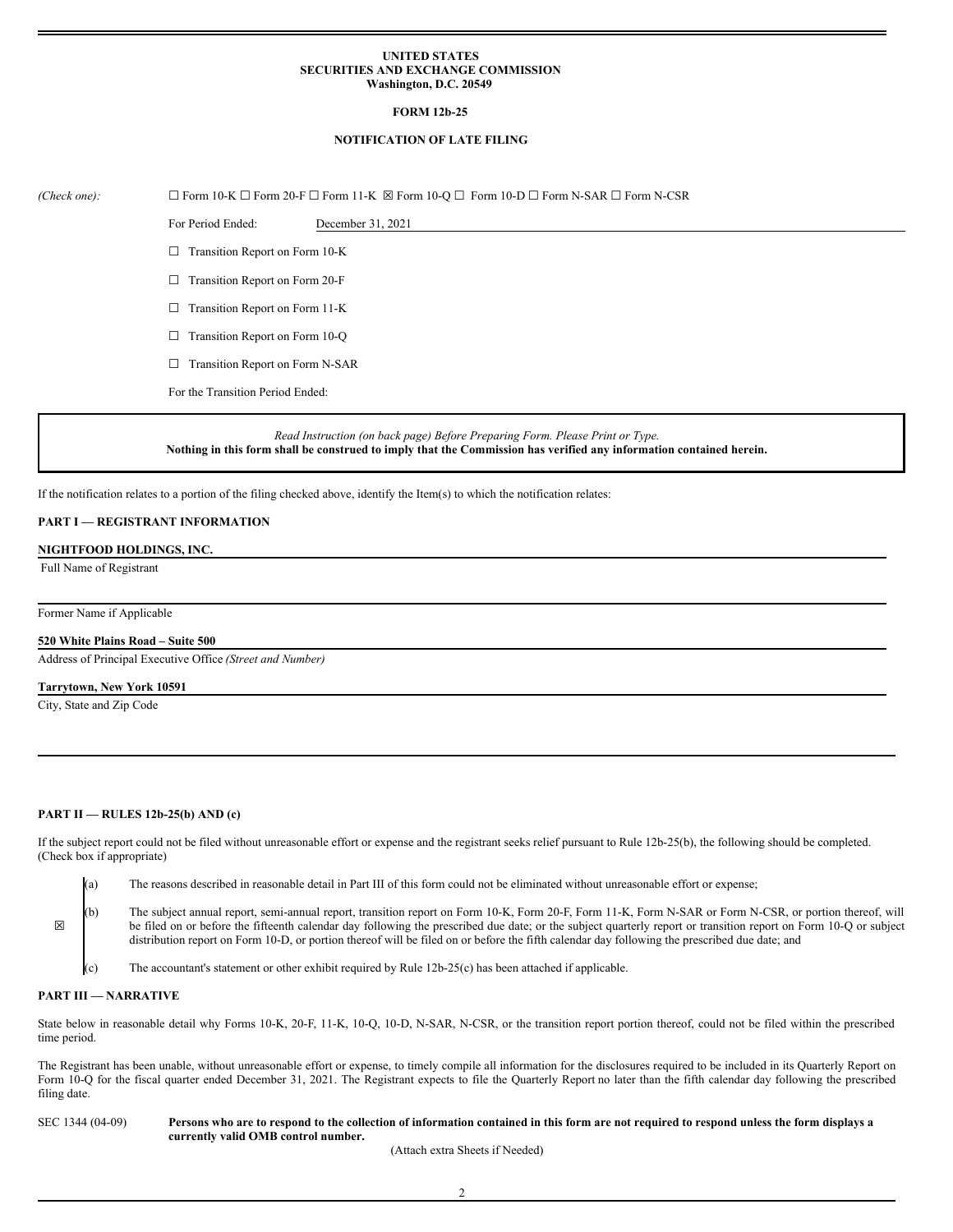**UNITED STATES**
**SECURITIES AND EXCHANGE COMMISSION**
**Washington, D.C. 20549**

**FORM 12b-25**

**NOTIFICATION OF LATE FILING**

*(Check one):* ☐ Form 10-K ☐ Form 20-F ☐ Form 11-K ☒ Form 10-Q ☐ Form 10-D ☐ Form N-SAR ☐ Form N-CSR

For Period Ended: December 31, 2021

☐ Transition Report on Form 10-K

☐ Transition Report on Form 20-F

☐ Transition Report on Form 11-K

☐ Transition Report on Form 10-Q

☐ Transition Report on Form N-SAR

For the Transition Period Ended:

*Read Instruction (on back page) Before Preparing Form. Please Print or Type.*
**Nothing in this form shall be construed to imply that the Commission has verified any information contained herein.**

If the notification relates to a portion of the filing checked above, identify the Item(s) to which the notification relates:

**PART I — REGISTRANT INFORMATION**

**NIGHTFOOD HOLDINGS, INC.**
Full Name of Registrant

Former Name if Applicable

**520 White Plains Road – Suite 500**
Address of Principal Executive Office *(Street and Number)*

**Tarrytown, New York 10591**
City, State and Zip Code

**PART II — RULES 12b-25(b) AND (c)**

If the subject report could not be filed without unreasonable effort or expense and the registrant seeks relief pursuant to Rule 12b-25(b), the following should be completed. (Check box if appropriate)

☒

(a) The reasons described in reasonable detail in Part III of this form could not be eliminated without unreasonable effort or expense;

(b) The subject annual report, semi-annual report, transition report on Form 10-K, Form 20-F, Form 11-K, Form N-SAR or Form N-CSR, or portion thereof, will be filed on or before the fifteenth calendar day following the prescribed due date; or the subject quarterly report or transition report on Form 10-Q or subject distribution report on Form 10-D, or portion thereof will be filed on or before the fifth calendar day following the prescribed due date; and

(c) The accountant's statement or other exhibit required by Rule 12b-25(c) has been attached if applicable.

**PART III — NARRATIVE**

State below in reasonable detail why Forms 10-K, 20-F, 11-K, 10-Q, 10-D, N-SAR, N-CSR, or the transition report portion thereof, could not be filed within the prescribed time period.

The Registrant has been unable, without unreasonable effort or expense, to timely compile all information for the disclosures required to be included in its Quarterly Report on Form 10-Q for the fiscal quarter ended December 31, 2021. The Registrant expects to file the Quarterly Report no later than the fifth calendar day following the prescribed filing date.

SEC 1344 (04-09) **Persons who are to respond to the collection of information contained in this form are not required to respond unless the form displays a currently valid OMB control number.**

(Attach extra Sheets if Needed)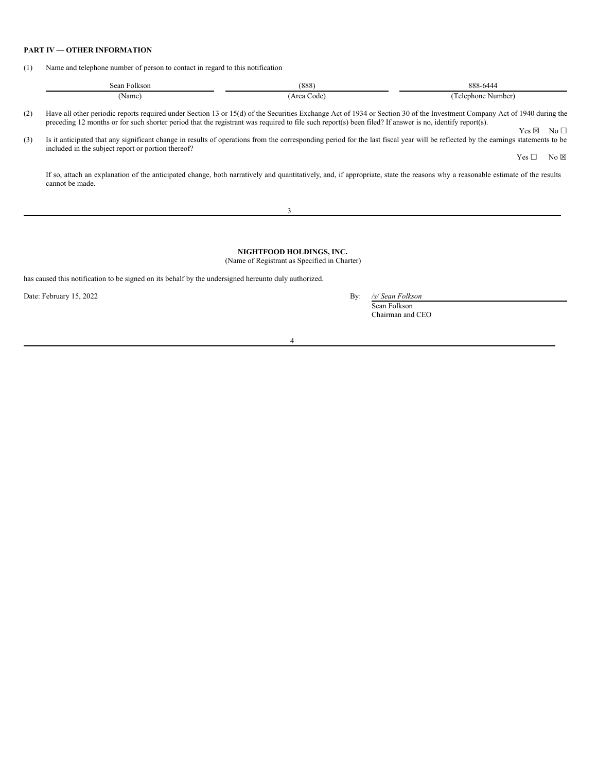**PART IV — OTHER INFORMATION**

(1) Name and telephone number of person to contact in regard to this notification

| Sean Folkson | (888) | 888-6444 |
| --- | --- | --- |
| (Name) | (Area Code) | (Telephone Number) |

(2) Have all other periodic reports required under Section 13 or 15(d) of the Securities Exchange Act of 1934 or Section 30 of the Investment Company Act of 1940 during the preceding 12 months or for such shorter period that the registrant was required to file such report(s) been filed? If answer is no, identify report(s).

Yes ☒ No ☐

(3) Is it anticipated that any significant change in results of operations from the corresponding period for the last fiscal year will be reflected by the earnings statements to be included in the subject report or portion thereof?

Yes ☐ No ☒

If so, attach an explanation of the anticipated change, both narratively and quantitatively, and, if appropriate, state the reasons why a reasonable estimate of the results cannot be made.

**NIGHTFOOD HOLDINGS, INC.**
(Name of Registrant as Specified in Charter)

has caused this notification to be signed on its behalf by the undersigned hereunto duly authorized.

Date: February 15, 2022

By: */s/ Sean Folkson*
Sean Folkson
Chairman and CEO